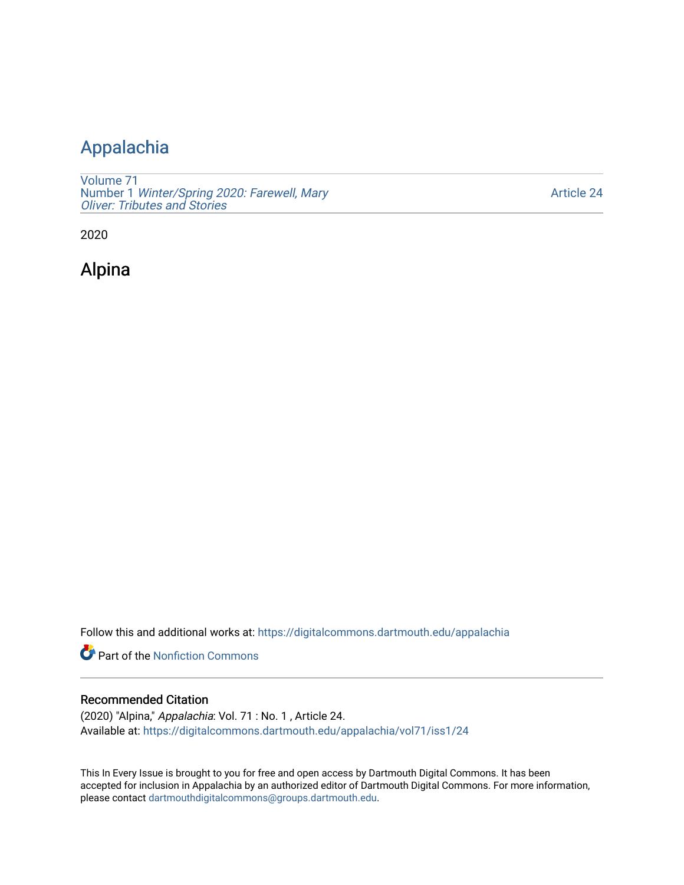# Appalachia

Volume 71
Number 1 *Winter/Spring 2020: Farewell, Mary Oliver: Tributes and Stories*

Article 24

2020

## Alpina

Follow this and additional works at: https://digitalcommons.dartmouth.edu/appalachia

Part of the Nonfiction Commons

### Recommended Citation

(2020) "Alpina," *Appalachia*: Vol. 71 : No. 1 , Article 24.
Available at: https://digitalcommons.dartmouth.edu/appalachia/vol71/iss1/24

This In Every Issue is brought to you for free and open access by Dartmouth Digital Commons. It has been accepted for inclusion in Appalachia by an authorized editor of Dartmouth Digital Commons. For more information, please contact dartmouthdigitalcommons@groups.dartmouth.edu.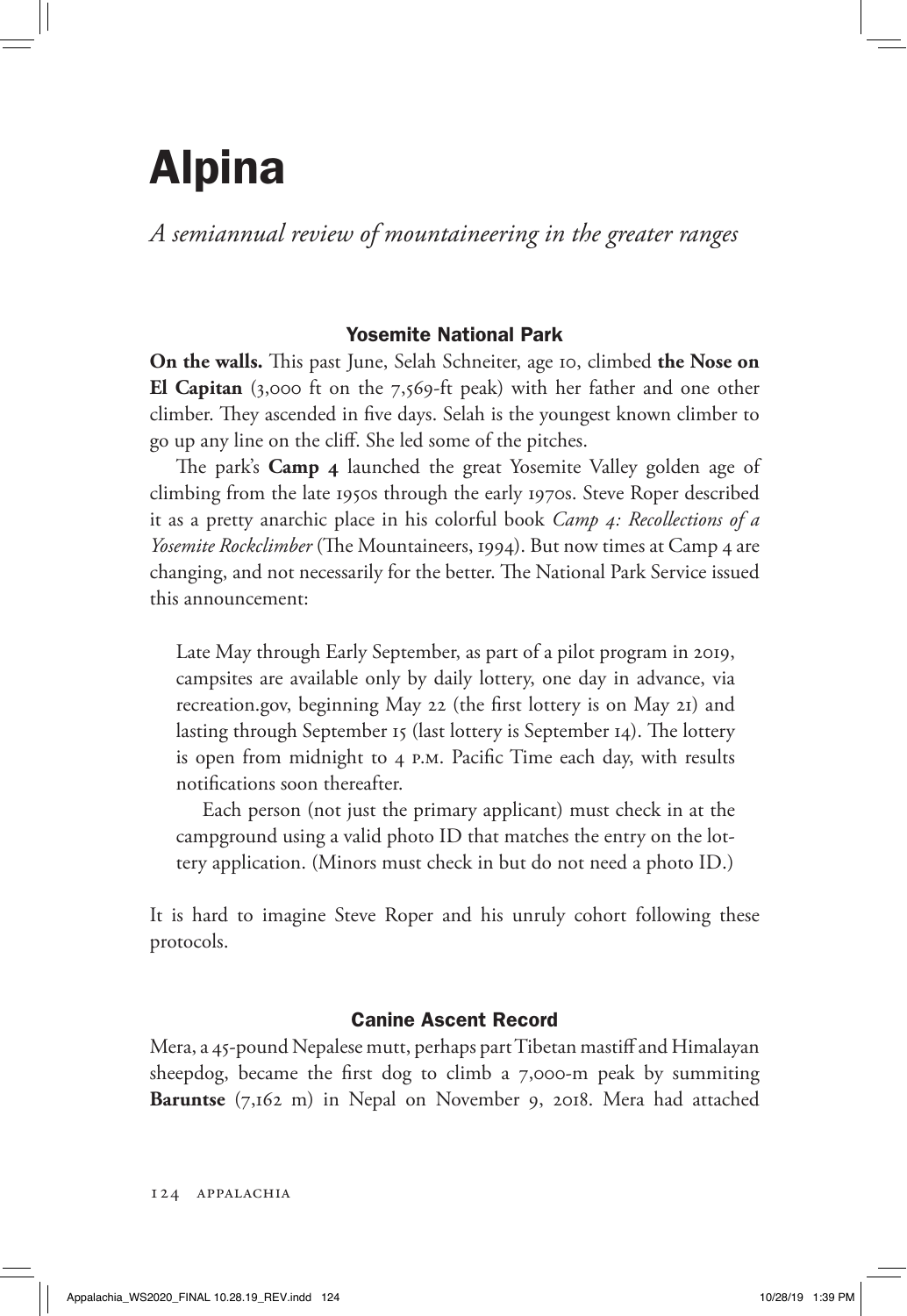# Alpina

*A semiannual review of mountaineering in the greater ranges*

### Yosemite National Park

**On the walls.** This past June, Selah Schneiter, age 10, climbed **the Nose on El Capitan** (3,000 ft on the 7,569-ft peak) with her father and one other climber. They ascended in five days. Selah is the youngest known climber to go up any line on the cliff. She led some of the pitches.

The park's **Camp 4** launched the great Yosemite Valley golden age of climbing from the late 1950s through the early 1970s. Steve Roper described it as a pretty anarchic place in his colorful book *Camp 4: Recollections of a Yosemite Rockclimber* (The Mountaineers, 1994). But now times at Camp 4 are changing, and not necessarily for the better. The National Park Service issued this announcement:

> Late May through Early September, as part of a pilot program in 2019, campsites are available only by daily lottery, one day in advance, via recreation.gov, beginning May 22 (the first lottery is on May 21) and lasting through September 15 (last lottery is September 14). The lottery is open from midnight to 4 P.M. Pacific Time each day, with results notifications soon thereafter.
>
> Each person (not just the primary applicant) must check in at the campground using a valid photo ID that matches the entry on the lottery application. (Minors must check in but do not need a photo ID.)

It is hard to imagine Steve Roper and his unruly cohort following these protocols.

### Canine Ascent Record

Mera, a 45-pound Nepalese mutt, perhaps part Tibetan mastiff and Himalayan sheepdog, became the first dog to climb a 7,000-m peak by summiting **Baruntse** (7,162 m) in Nepal on November 9, 2018. Mera had attached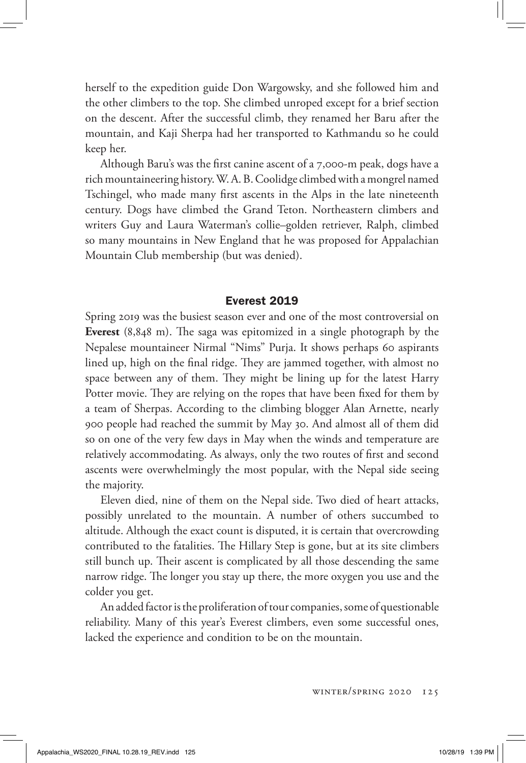herself to the expedition guide Don Wargowsky, and she followed him and the other climbers to the top. She climbed unroped except for a brief section on the descent. After the successful climb, they renamed her Baru after the mountain, and Kaji Sherpa had her transported to Kathmandu so he could keep her.

Although Baru's was the first canine ascent of a 7,000-m peak, dogs have a rich mountaineering history. W. A. B. Coolidge climbed with a mongrel named Tschingel, who made many first ascents in the Alps in the late nineteenth century. Dogs have climbed the Grand Teton. Northeastern climbers and writers Guy and Laura Waterman's collie–golden retriever, Ralph, climbed so many mountains in New England that he was proposed for Appalachian Mountain Club membership (but was denied).

## Everest 2019

Spring 2019 was the busiest season ever and one of the most controversial on **Everest** (8,848 m). The saga was epitomized in a single photograph by the Nepalese mountaineer Nirmal "Nims" Purja. It shows perhaps 60 aspirants lined up, high on the final ridge. They are jammed together, with almost no space between any of them. They might be lining up for the latest Harry Potter movie. They are relying on the ropes that have been fixed for them by a team of Sherpas. According to the climbing blogger Alan Arnette, nearly 900 people had reached the summit by May 30. And almost all of them did so on one of the very few days in May when the winds and temperature are relatively accommodating. As always, only the two routes of first and second ascents were overwhelmingly the most popular, with the Nepal side seeing the majority.

Eleven died, nine of them on the Nepal side. Two died of heart attacks, possibly unrelated to the mountain. A number of others succumbed to altitude. Although the exact count is disputed, it is certain that overcrowding contributed to the fatalities. The Hillary Step is gone, but at its site climbers still bunch up. Their ascent is complicated by all those descending the same narrow ridge. The longer you stay up there, the more oxygen you use and the colder you get.

An added factor is the proliferation of tour companies, some of questionable reliability. Many of this year's Everest climbers, even some successful ones, lacked the experience and condition to be on the mountain.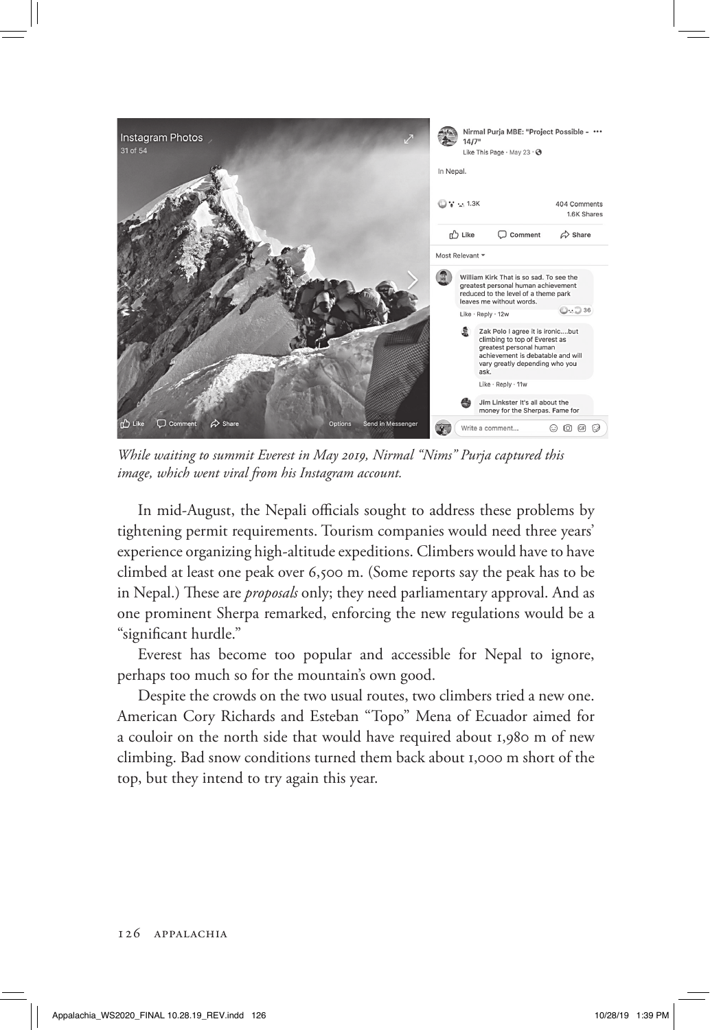*While waiting to summit Everest in May 2019, Nirmal "Nims" Purja captured this image, which went viral from his Instagram account.*

In mid-August, the Nepali officials sought to address these problems by tightening permit requirements. Tourism companies would need three years' experience organizing high-altitude expeditions. Climbers would have to have climbed at least one peak over 6,500 m. (Some reports say the peak has to be in Nepal.) These are *proposals* only; they need parliamentary approval. And as one prominent Sherpa remarked, enforcing the new regulations would be a "significant hurdle."

Everest has become too popular and accessible for Nepal to ignore, perhaps too much so for the mountain's own good.

Despite the crowds on the two usual routes, two climbers tried a new one. American Cory Richards and Esteban "Topo" Mena of Ecuador aimed for a couloir on the north side that would have required about 1,980 m of new climbing. Bad snow conditions turned them back about 1,000 m short of the top, but they intend to try again this year.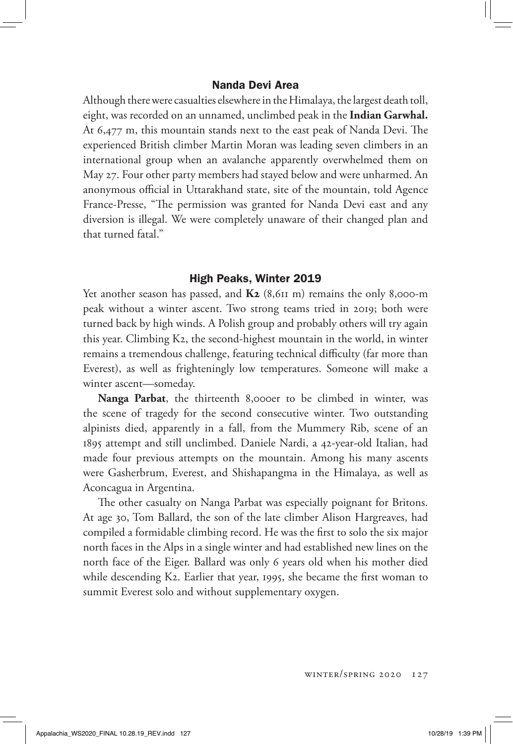## Nanda Devi Area

Although there were casualties elsewhere in the Himalaya, the largest death toll, eight, was recorded on an unnamed, unclimbed peak in the **Indian Garwhal.** At 6,477 m, this mountain stands next to the east peak of Nanda Devi. The experienced British climber Martin Moran was leading seven climbers in an international group when an avalanche apparently overwhelmed them on May 27. Four other party members had stayed below and were unharmed. An anonymous official in Uttarakhand state, site of the mountain, told Agence France-Presse, "The permission was granted for Nanda Devi east and any diversion is illegal. We were completely unaware of their changed plan and that turned fatal."

## High Peaks, Winter 2019

Yet another season has passed, and **K2** (8,611 m) remains the only 8,000-m peak without a winter ascent. Two strong teams tried in 2019; both were turned back by high winds. A Polish group and probably others will try again this year. Climbing K2, the second-highest mountain in the world, in winter remains a tremendous challenge, featuring technical difficulty (far more than Everest), as well as frighteningly low temperatures. Someone will make a winter ascent—someday.

**Nanga Parbat**, the thirteenth 8,000er to be climbed in winter, was the scene of tragedy for the second consecutive winter. Two outstanding alpinists died, apparently in a fall, from the Mummery Rib, scene of an 1895 attempt and still unclimbed. Daniele Nardi, a 42-year-old Italian, had made four previous attempts on the mountain. Among his many ascents were Gasherbrum, Everest, and Shishapangma in the Himalaya, as well as Aconcagua in Argentina.

The other casualty on Nanga Parbat was especially poignant for Britons. At age 30, Tom Ballard, the son of the late climber Alison Hargreaves, had compiled a formidable climbing record. He was the first to solo the six major north faces in the Alps in a single winter and had established new lines on the north face of the Eiger. Ballard was only 6 years old when his mother died while descending K2. Earlier that year, 1995, she became the first woman to summit Everest solo and without supplementary oxygen.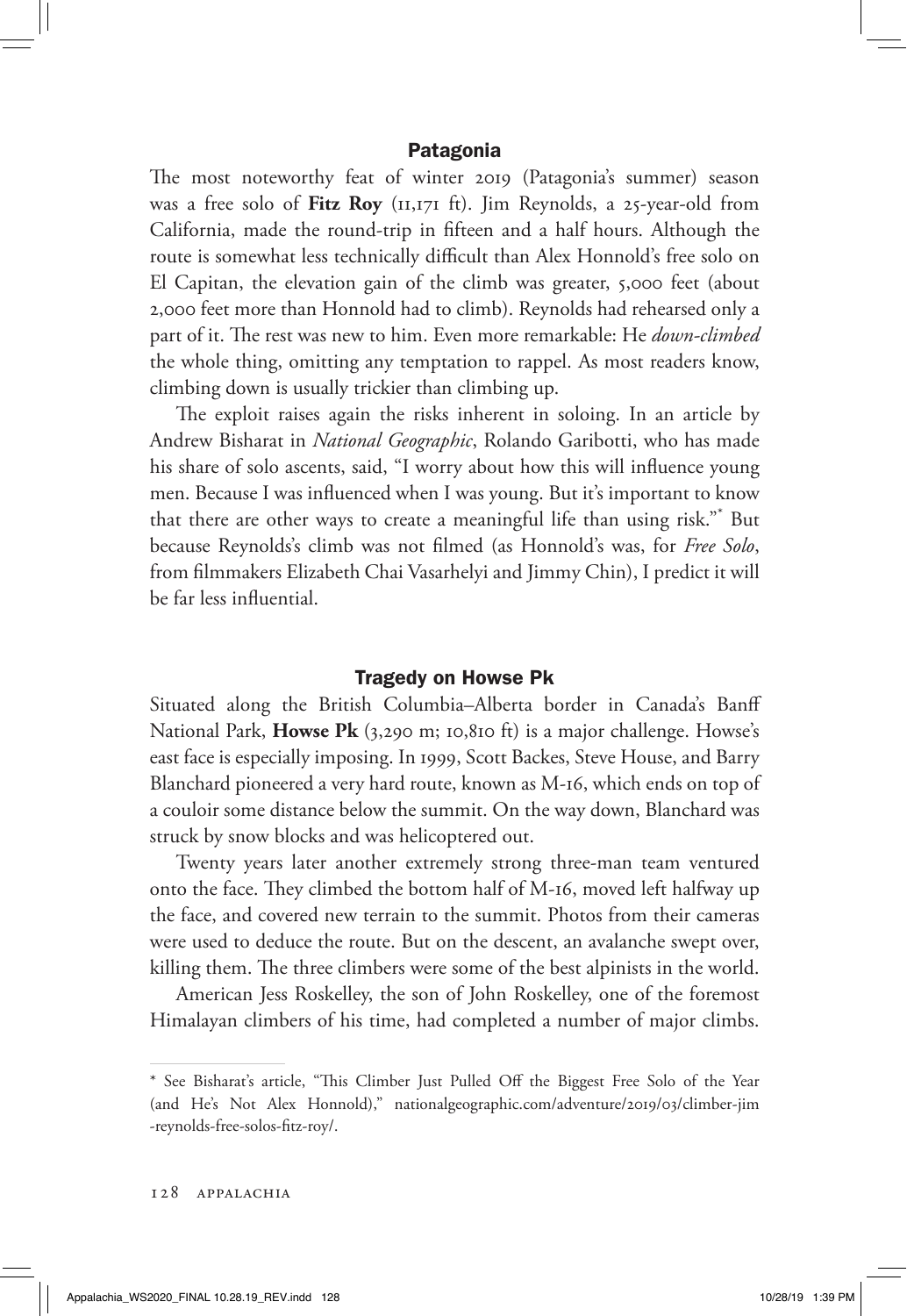## Patagonia

The most noteworthy feat of winter 2019 (Patagonia's summer) season was a free solo of **Fitz Roy** (11,171 ft). Jim Reynolds, a 25-year-old from California, made the round-trip in fifteen and a half hours. Although the route is somewhat less technically difficult than Alex Honnold's free solo on El Capitan, the elevation gain of the climb was greater, 5,000 feet (about 2,000 feet more than Honnold had to climb). Reynolds had rehearsed only a part of it. The rest was new to him. Even more remarkable: He *down-climbed* the whole thing, omitting any temptation to rappel. As most readers know, climbing down is usually trickier than climbing up.

The exploit raises again the risks inherent in soloing. In an article by Andrew Bisharat in *National Geographic*, Rolando Garibotti, who has made his share of solo ascents, said, "I worry about how this will influence young men. Because I was influenced when I was young. But it's important to know that there are other ways to create a meaningful life than using risk."* But because Reynolds's climb was not filmed (as Honnold's was, for *Free Solo*, from filmmakers Elizabeth Chai Vasarhelyi and Jimmy Chin), I predict it will be far less influential.

## Tragedy on Howse Pk

Situated along the British Columbia–Alberta border in Canada's Banff National Park, **Howse Pk** (3,290 m; 10,810 ft) is a major challenge. Howse's east face is especially imposing. In 1999, Scott Backes, Steve House, and Barry Blanchard pioneered a very hard route, known as M-16, which ends on top of a couloir some distance below the summit. On the way down, Blanchard was struck by snow blocks and was helicoptered out.

Twenty years later another extremely strong three-man team ventured onto the face. They climbed the bottom half of M-16, moved left halfway up the face, and covered new terrain to the summit. Photos from their cameras were used to deduce the route. But on the descent, an avalanche swept over, killing them. The three climbers were some of the best alpinists in the world.

American Jess Roskelley, the son of John Roskelley, one of the foremost Himalayan climbers of his time, had completed a number of major climbs.

---

* See Bisharat's article, "This Climber Just Pulled Off the Biggest Free Solo of the Year (and He's Not Alex Honnold)," nationalgeographic.com/adventure/2019/03/climber-jim-reynolds-free-solos-fitz-roy/.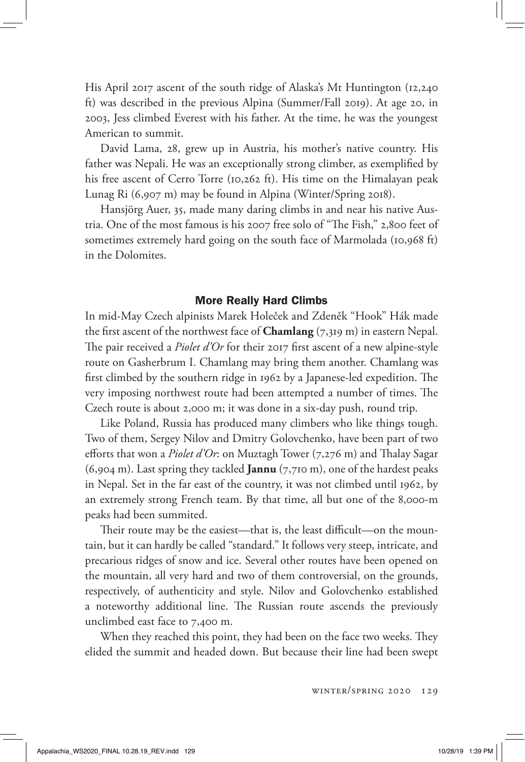His April 2017 ascent of the south ridge of Alaska's Mt Huntington (12,240 ft) was described in the previous Alpina (Summer/Fall 2019). At age 20, in 2003, Jess climbed Everest with his father. At the time, he was the youngest American to summit.

David Lama, 28, grew up in Austria, his mother's native country. His father was Nepali. He was an exceptionally strong climber, as exemplified by his free ascent of Cerro Torre (10,262 ft). His time on the Himalayan peak Lunag Ri (6,907 m) may be found in Alpina (Winter/Spring 2018).

Hansjörg Auer, 35, made many daring climbs in and near his native Austria. One of the most famous is his 2007 free solo of "The Fish," 2,800 feet of sometimes extremely hard going on the south face of Marmolada (10,968 ft) in the Dolomites.

## More Really Hard Climbs

In mid-May Czech alpinists Marek Holeček and Zdeněk "Hook" Hák made the first ascent of the northwest face of **Chamlang** (7,319 m) in eastern Nepal. The pair received a *Piolet d'Or* for their 2017 first ascent of a new alpine-style route on Gasherbrum I. Chamlang may bring them another. Chamlang was first climbed by the southern ridge in 1962 by a Japanese-led expedition. The very imposing northwest route had been attempted a number of times. The Czech route is about 2,000 m; it was done in a six-day push, round trip.

Like Poland, Russia has produced many climbers who like things tough. Two of them, Sergey Nilov and Dmitry Golovchenko, have been part of two efforts that won a *Piolet d'Or*: on Muztagh Tower (7,276 m) and Thalay Sagar (6,904 m). Last spring they tackled **Jannu** (7,710 m), one of the hardest peaks in Nepal. Set in the far east of the country, it was not climbed until 1962, by an extremely strong French team. By that time, all but one of the 8,000-m peaks had been summited.

Their route may be the easiest—that is, the least difficult—on the mountain, but it can hardly be called "standard." It follows very steep, intricate, and precarious ridges of snow and ice. Several other routes have been opened on the mountain, all very hard and two of them controversial, on the grounds, respectively, of authenticity and style. Nilov and Golovchenko established a noteworthy additional line. The Russian route ascends the previously unclimbed east face to 7,400 m.

When they reached this point, they had been on the face two weeks. They elided the summit and headed down. But because their line had been swept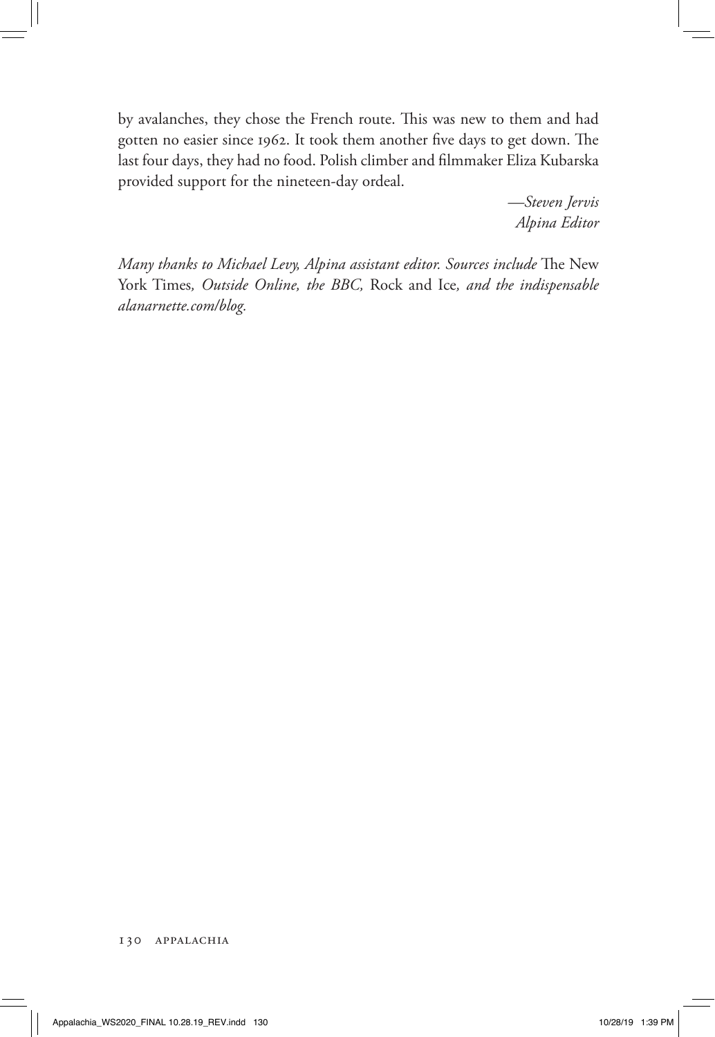by avalanches, they chose the French route. This was new to them and had gotten no easier since 1962. It took them another five days to get down. The last four days, they had no food. Polish climber and filmmaker Eliza Kubarska provided support for the nineteen-day ordeal.

—*Steven Jervis*
*Alpina Editor*

*Many thanks to Michael Levy, Alpina assistant editor. Sources include* The New York Times*, Outside Online, the BBC,* Rock and Ice*, and the indispensable alanarnette.com/blog.*